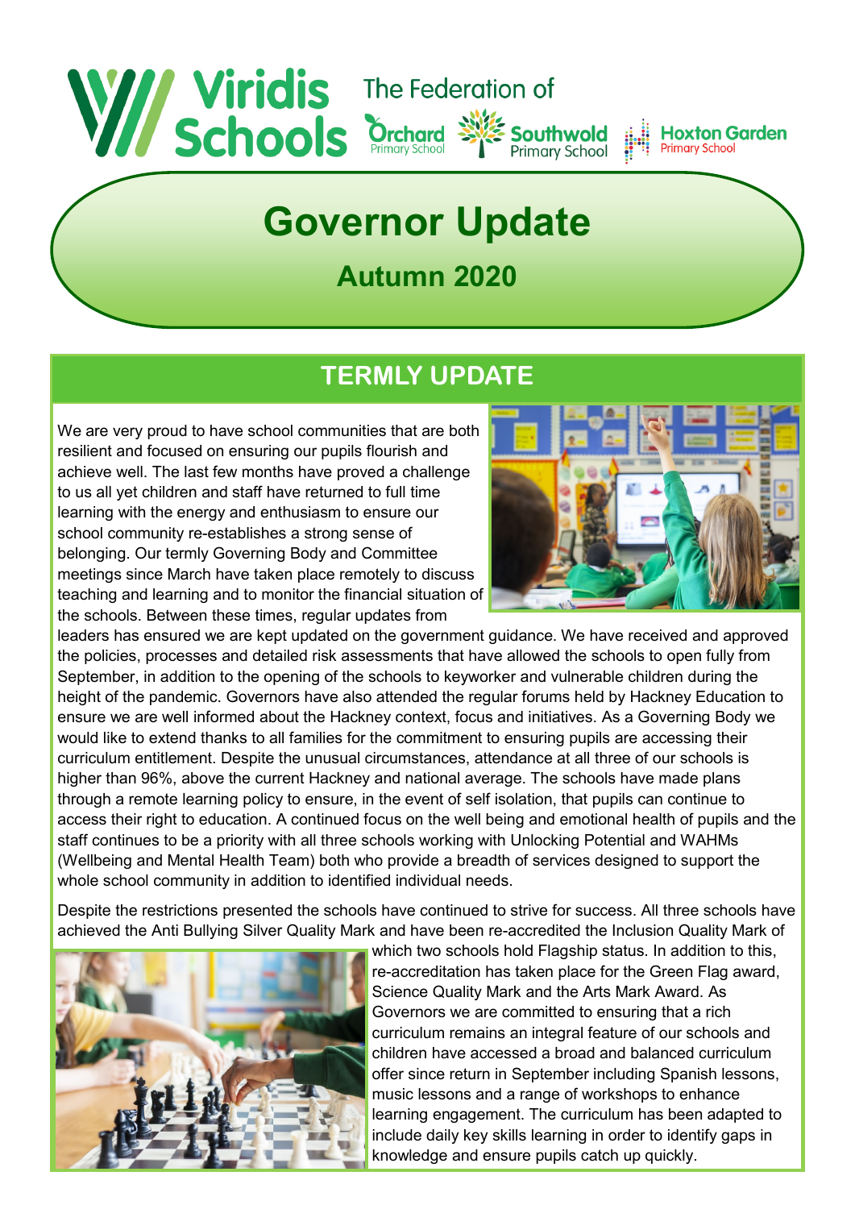Viridis Schools

The Federation of Orchard Primary School, Southwold Primary School, Hoxton Garden Primary School

# Governor Update

## Autumn 2020

## TERMLY UPDATE

We are very proud to have school communities that are both resilient and focused on ensuring our pupils flourish and achieve well. The last few months have proved a challenge to us all yet children and staff have returned to full time learning with the energy and enthusiasm to ensure our school community re-establishes a strong sense of belonging. Our termly Governing Body and Committee meetings since March have taken place remotely to discuss teaching and learning and to monitor the financial situation of the schools. Between these times, regular updates from leaders has ensured we are kept updated on the government guidance. We have received and approved the policies, processes and detailed risk assessments that have allowed the schools to open fully from September, in addition to the opening of the schools to keyworker and vulnerable children during the height of the pandemic. Governors have also attended the regular forums held by Hackney Education to ensure we are well informed about the Hackney context, focus and initiatives. As a Governing Body we would like to extend thanks to all families for the commitment to ensuring pupils are accessing their curriculum entitlement. Despite the unusual circumstances, attendance at all three of our schools is higher than 96%, above the current Hackney and national average. The schools have made plans through a remote learning policy to ensure, in the event of self isolation, that pupils can continue to access their right to education. A continued focus on the well being and emotional health of pupils and the staff continues to be a priority with all three schools working with Unlocking Potential and WAHMs (Wellbeing and Mental Health Team) both who provide a breadth of services designed to support the whole school community in addition to identified individual needs.

Despite the restrictions presented the schools have continued to strive for success. All three schools have achieved the Anti Bullying Silver Quality Mark and have been re-accredited the Inclusion Quality Mark of which two schools hold Flagship status. In addition to this, re-accreditation has taken place for the Green Flag award, Science Quality Mark and the Arts Mark Award. As Governors we are committed to ensuring that a rich curriculum remains an integral feature of our schools and children have accessed a broad and balanced curriculum offer since return in September including Spanish lessons, music lessons and a range of workshops to enhance learning engagement. The curriculum has been adapted to include daily key skills learning in order to identify gaps in knowledge and ensure pupils catch up quickly.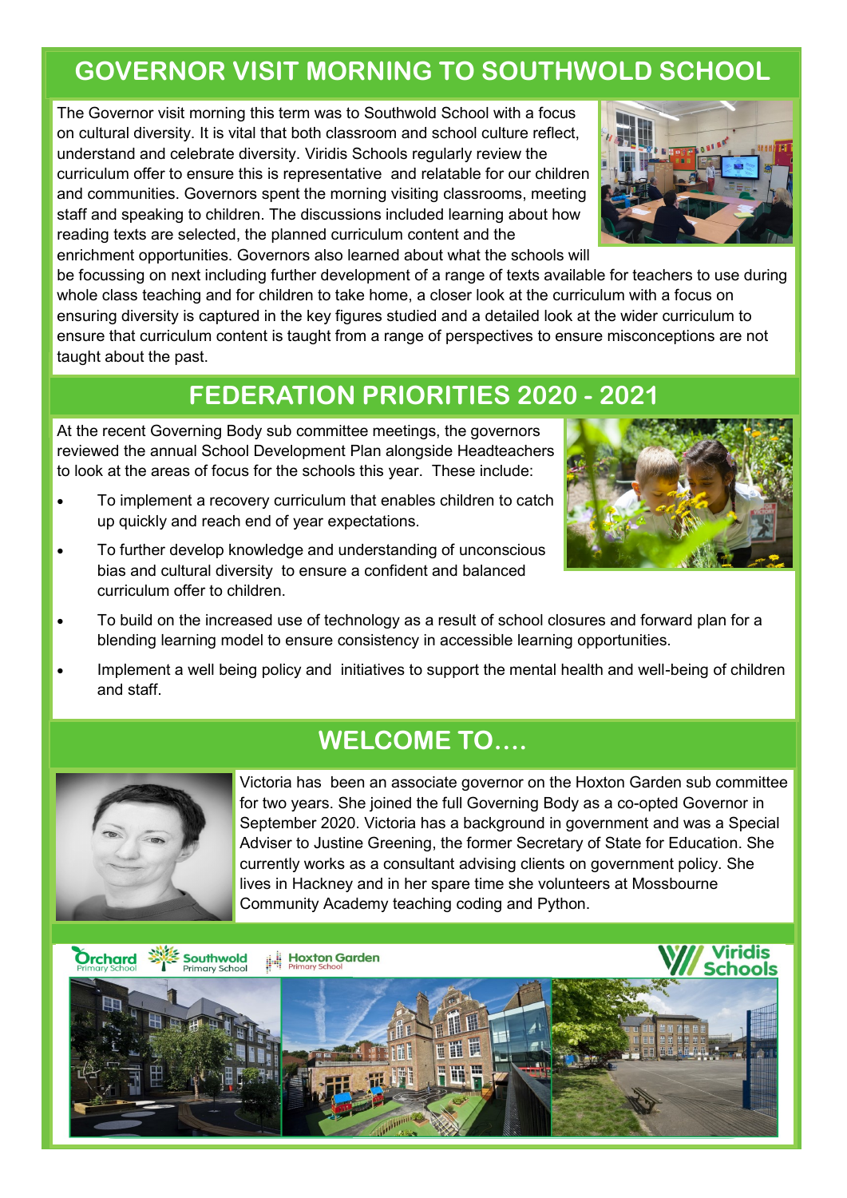## GOVERNOR VISIT MORNING TO SOUTHWOLD SCHOOL

The Governor visit morning this term was to Southwold School with a focus on cultural diversity. It is vital that both classroom and school culture reflect, understand and celebrate diversity. Viridis Schools regularly review the curriculum offer to ensure this is representative and relatable for our children and communities. Governors spent the morning visiting classrooms, meeting staff and speaking to children. The discussions included learning about how reading texts are selected, the planned curriculum content and the enrichment opportunities. Governors also learned about what the schools will be focussing on next including further development of a range of texts available for teachers to use during whole class teaching and for children to take home, a closer look at the curriculum with a focus on ensuring diversity is captured in the key figures studied and a detailed look at the wider curriculum to ensure that curriculum content is taught from a range of perspectives to ensure misconceptions are not taught about the past.

## FEDERATION PRIORITIES 2020 - 2021

At the recent Governing Body sub committee meetings, the governors reviewed the annual School Development Plan alongside Headteachers to look at the areas of focus for the schools this year. These include:

- To implement a recovery curriculum that enables children to catch up quickly and reach end of year expectations.
- To further develop knowledge and understanding of unconscious bias and cultural diversity to ensure a confident and balanced curriculum offer to children.
- To build on the increased use of technology as a result of school closures and forward plan for a blending learning model to ensure consistency in accessible learning opportunities.
- Implement a well being policy and initiatives to support the mental health and well-being of children and staff.

## WELCOME TO….

Victoria has been an associate governor on the Hoxton Garden sub committee for two years. She joined the full Governing Body as a co-opted Governor in September 2020. Victoria has a background in government and was a Special Adviser to Justine Greening, the former Secretary of State for Education. She currently works as a consultant advising clients on government policy. She lives in Hackney and in her spare time she volunteers at Mossbourne Community Academy teaching coding and Python.

Orchard Primary School | Southwold Primary School | Hoxton Garden Primary School | Viridis Schools